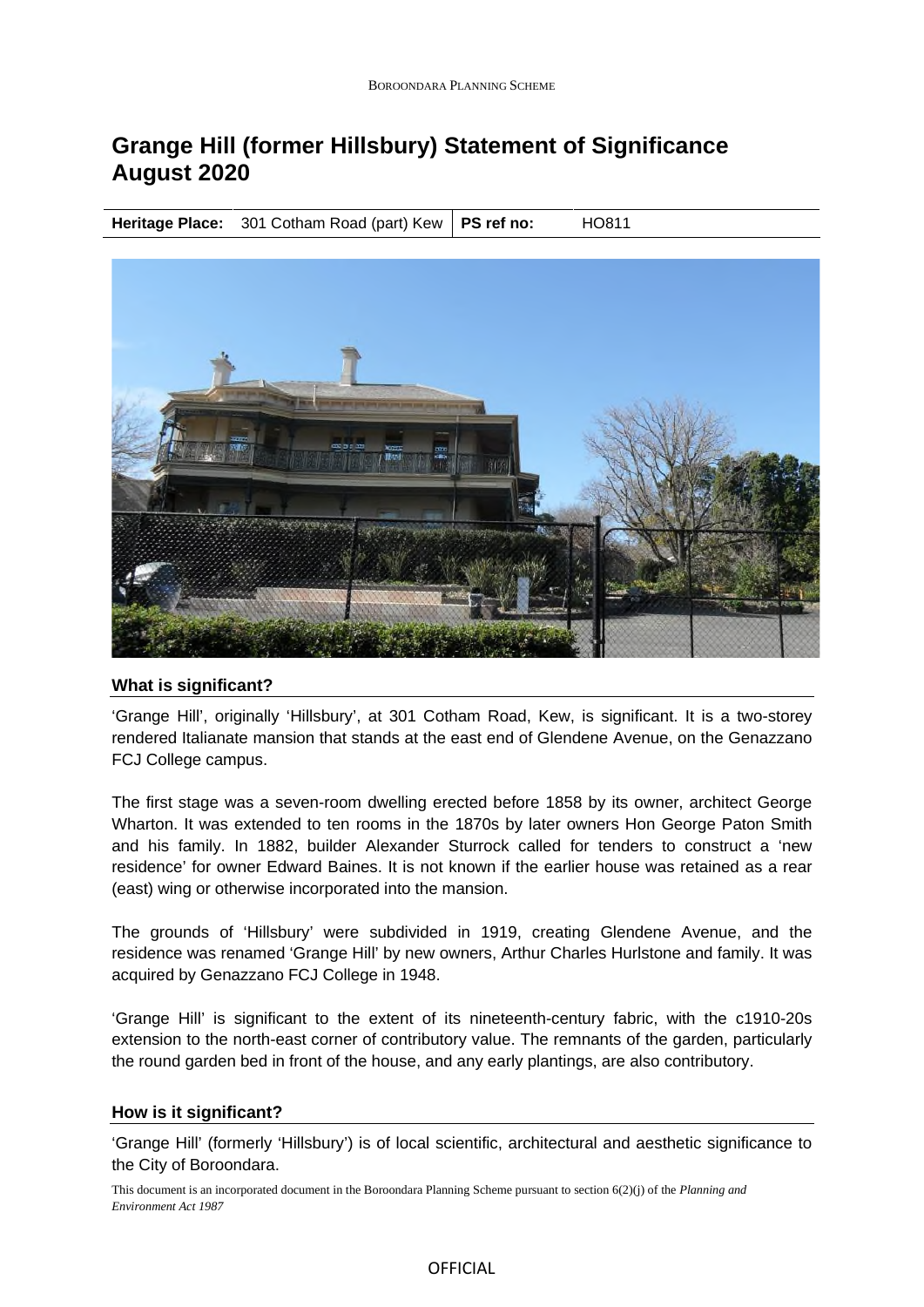# Grange Hill (former Hillsbury) Statement of Significance August 2020

| **Heritage Place:** | 301 Cotham Road (part) Kew | **PS ref no:** | HO811 |
|---|---|---|---|

## What is significant?

'Grange Hill', originally 'Hillsbury', at 301 Cotham Road, Kew, is significant. It is a two-storey rendered Italianate mansion that stands at the east end of Glendene Avenue, on the Genazzano FCJ College campus.

The first stage was a seven-room dwelling erected before 1858 by its owner, architect George Wharton. It was extended to ten rooms in the 1870s by later owners Hon George Paton Smith and his family. In 1882, builder Alexander Sturrock called for tenders to construct a 'new residence' for owner Edward Baines. It is not known if the earlier house was retained as a rear (east) wing or otherwise incorporated into the mansion.

The grounds of 'Hillsbury' were subdivided in 1919, creating Glendene Avenue, and the residence was renamed 'Grange Hill' by new owners, Arthur Charles Hurlstone and family. It was acquired by Genazzano FCJ College in 1948.

'Grange Hill' is significant to the extent of its nineteenth-century fabric, with the c1910-20s extension to the north-east corner of contributory value. The remnants of the garden, particularly the round garden bed in front of the house, and any early plantings, are also contributory.

## How is it significant?

'Grange Hill' (formerly 'Hillsbury') is of local scientific, architectural and aesthetic significance to the City of Boroondara.

This document is an incorporated document in the Boroondara Planning Scheme pursuant to section 6(2)(j) of the *Planning and Environment Act 1987*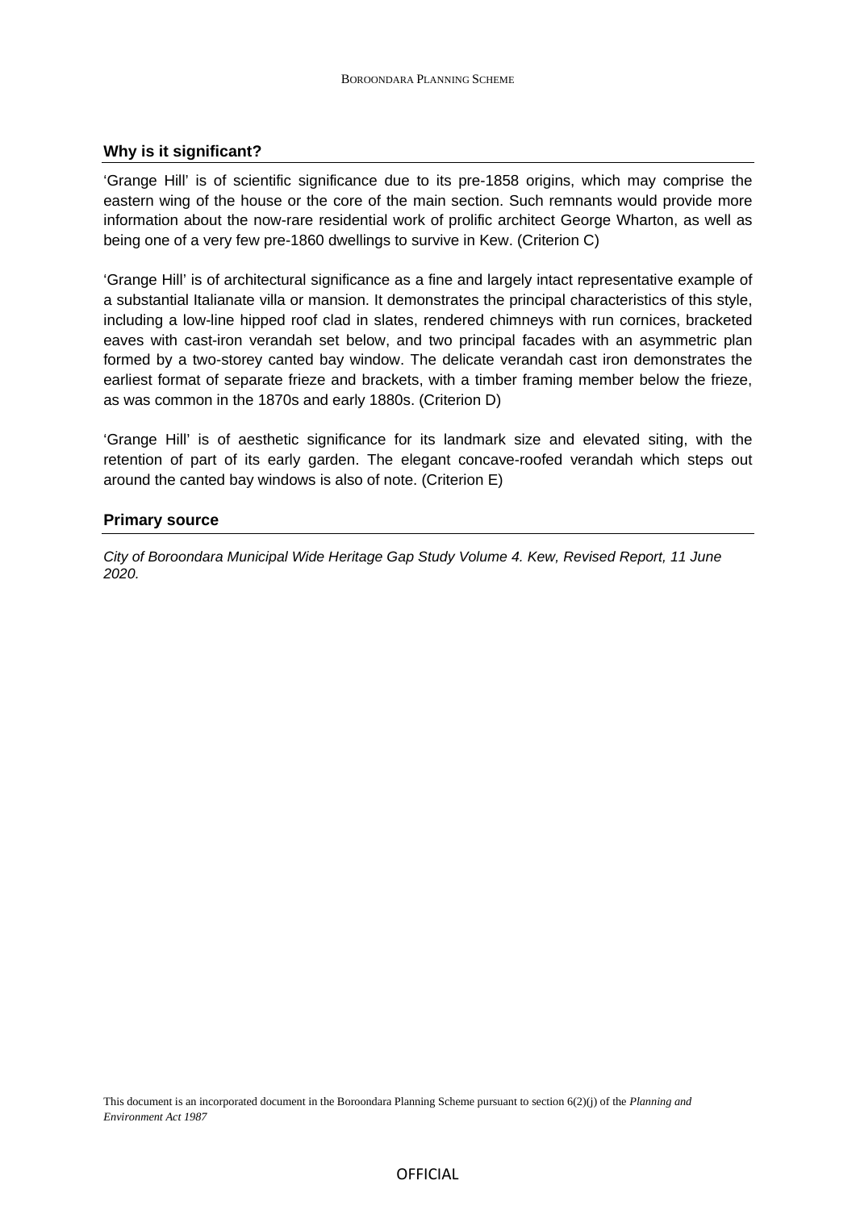## Why is it significant?

'Grange Hill' is of scientific significance due to its pre-1858 origins, which may comprise the eastern wing of the house or the core of the main section. Such remnants would provide more information about the now-rare residential work of prolific architect George Wharton, as well as being one of a very few pre-1860 dwellings to survive in Kew. (Criterion C)

'Grange Hill' is of architectural significance as a fine and largely intact representative example of a substantial Italianate villa or mansion. It demonstrates the principal characteristics of this style, including a low-line hipped roof clad in slates, rendered chimneys with run cornices, bracketed eaves with cast-iron verandah set below, and two principal facades with an asymmetric plan formed by a two-storey canted bay window. The delicate verandah cast iron demonstrates the earliest format of separate frieze and brackets, with a timber framing member below the frieze, as was common in the 1870s and early 1880s. (Criterion D)

'Grange Hill' is of aesthetic significance for its landmark size and elevated siting, with the retention of part of its early garden. The elegant concave-roofed verandah which steps out around the canted bay windows is also of note. (Criterion E)

## Primary source

*City of Boroondara Municipal Wide Heritage Gap Study Volume 4. Kew, Revised Report, 11 June 2020.*

This document is an incorporated document in the Boroondara Planning Scheme pursuant to section 6(2)(j) of the *Planning and Environment Act 1987*